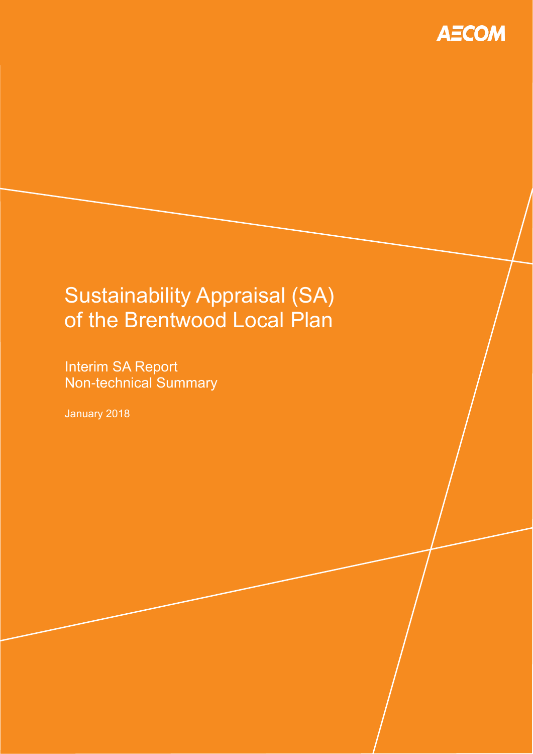AECOM

# Sustainability Appraisal (SA) of the Brentwood Local Plan

Interim SA Report
Non-technical Summary

January 2018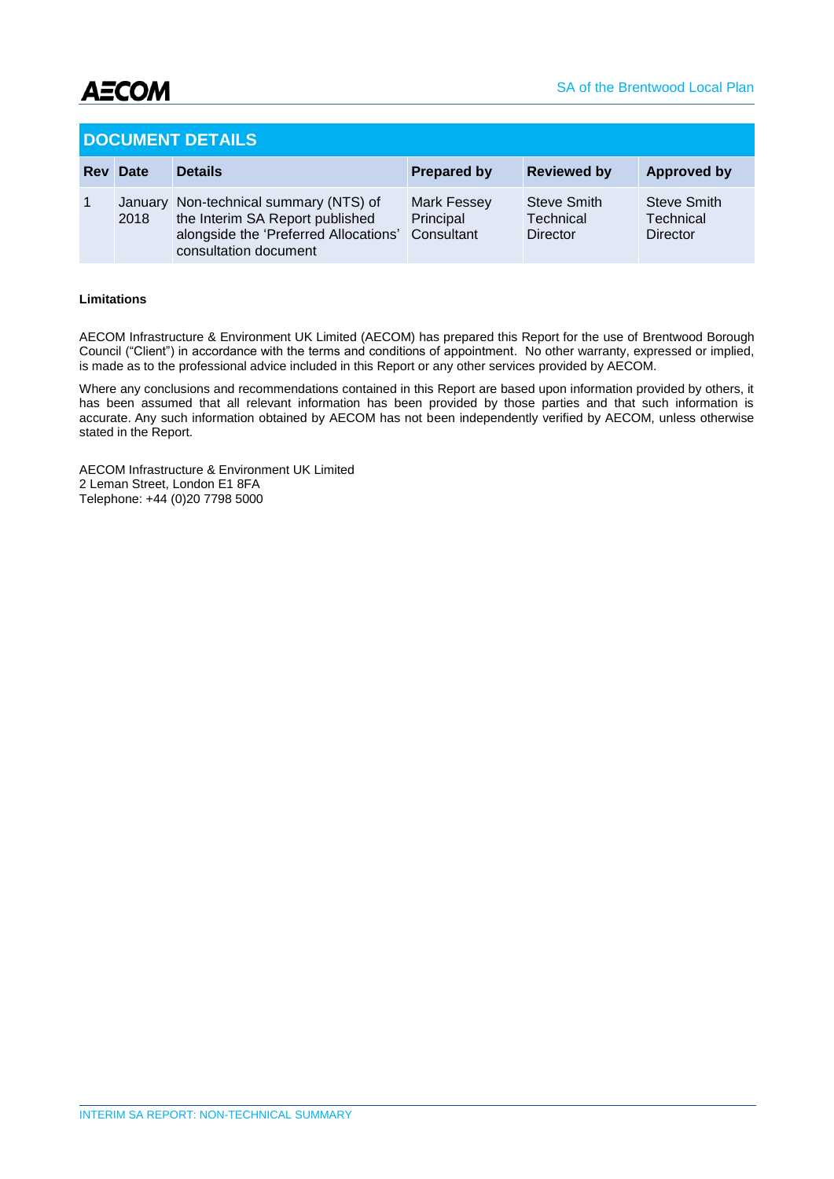## DOCUMENT DETAILS

| Rev | Date | Details | Prepared by | Reviewed by | Approved by |
|---|---|---|---|---|---|
| 1 | January 2018 | Non-technical summary (NTS) of the Interim SA Report published alongside the 'Preferred Allocations' consultation document | Mark Fessey Principal Consultant | Steve Smith Technical Director | Steve Smith Technical Director |

**Limitations**

AECOM Infrastructure & Environment UK Limited (AECOM) has prepared this Report for the use of Brentwood Borough Council ("Client") in accordance with the terms and conditions of appointment. No other warranty, expressed or implied, is made as to the professional advice included in this Report or any other services provided by AECOM.

Where any conclusions and recommendations contained in this Report are based upon information provided by others, it has been assumed that all relevant information has been provided by those parties and that such information is accurate. Any such information obtained by AECOM has not been independently verified by AECOM, unless otherwise stated in the Report.

AECOM Infrastructure & Environment UK Limited
2 Leman Street, London E1 8FA
Telephone: +44 (0)20 7798 5000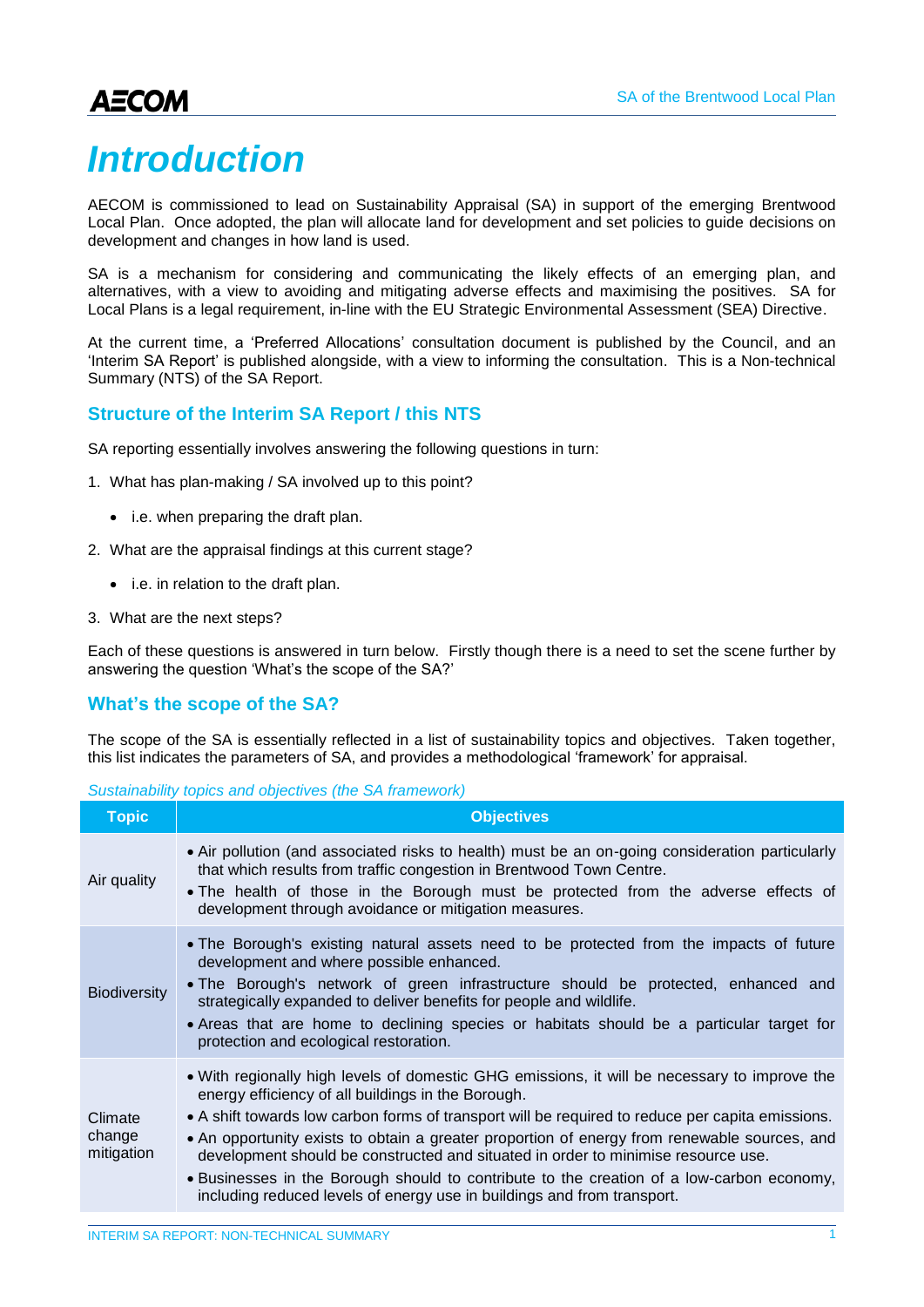# Introduction

AECOM is commissioned to lead on Sustainability Appraisal (SA) in support of the emerging Brentwood Local Plan. Once adopted, the plan will allocate land for development and set policies to guide decisions on development and changes in how land is used.

SA is a mechanism for considering and communicating the likely effects of an emerging plan, and alternatives, with a view to avoiding and mitigating adverse effects and maximising the positives. SA for Local Plans is a legal requirement, in-line with the EU Strategic Environmental Assessment (SEA) Directive.

At the current time, a 'Preferred Allocations' consultation document is published by the Council, and an 'Interim SA Report' is published alongside, with a view to informing the consultation. This is a Non-technical Summary (NTS) of the SA Report.

## Structure of the Interim SA Report / this NTS

SA reporting essentially involves answering the following questions in turn:

1. What has plan-making / SA involved up to this point?
    - i.e. when preparing the draft plan.
2. What are the appraisal findings at this current stage?
    - i.e. in relation to the draft plan.
3. What are the next steps?

Each of these questions is answered in turn below. Firstly though there is a need to set the scene further by answering the question 'What's the scope of the SA?'

## What's the scope of the SA?

The scope of the SA is essentially reflected in a list of sustainability topics and objectives. Taken together, this list indicates the parameters of SA, and provides a methodological 'framework' for appraisal.

*Sustainability topics and objectives (the SA framework)*

| Topic | Objectives |
|---|---|
| Air quality | • Air pollution (and associated risks to health) must be an on-going consideration particularly that which results from traffic congestion in Brentwood Town Centre.<br>• The health of those in the Borough must be protected from the adverse effects of development through avoidance or mitigation measures. |
| Biodiversity | • The Borough's existing natural assets need to be protected from the impacts of future development and where possible enhanced.<br>• The Borough's network of green infrastructure should be protected, enhanced and strategically expanded to deliver benefits for people and wildlife.<br>• Areas that are home to declining species or habitats should be a particular target for protection and ecological restoration. |
| Climate change mitigation | • With regionally high levels of domestic GHG emissions, it will be necessary to improve the energy efficiency of all buildings in the Borough.<br>• A shift towards low carbon forms of transport will be required to reduce per capita emissions.<br>• An opportunity exists to obtain a greater proportion of energy from renewable sources, and development should be constructed and situated in order to minimise resource use.<br>• Businesses in the Borough should to contribute to the creation of a low-carbon economy, including reduced levels of energy use in buildings and from transport. |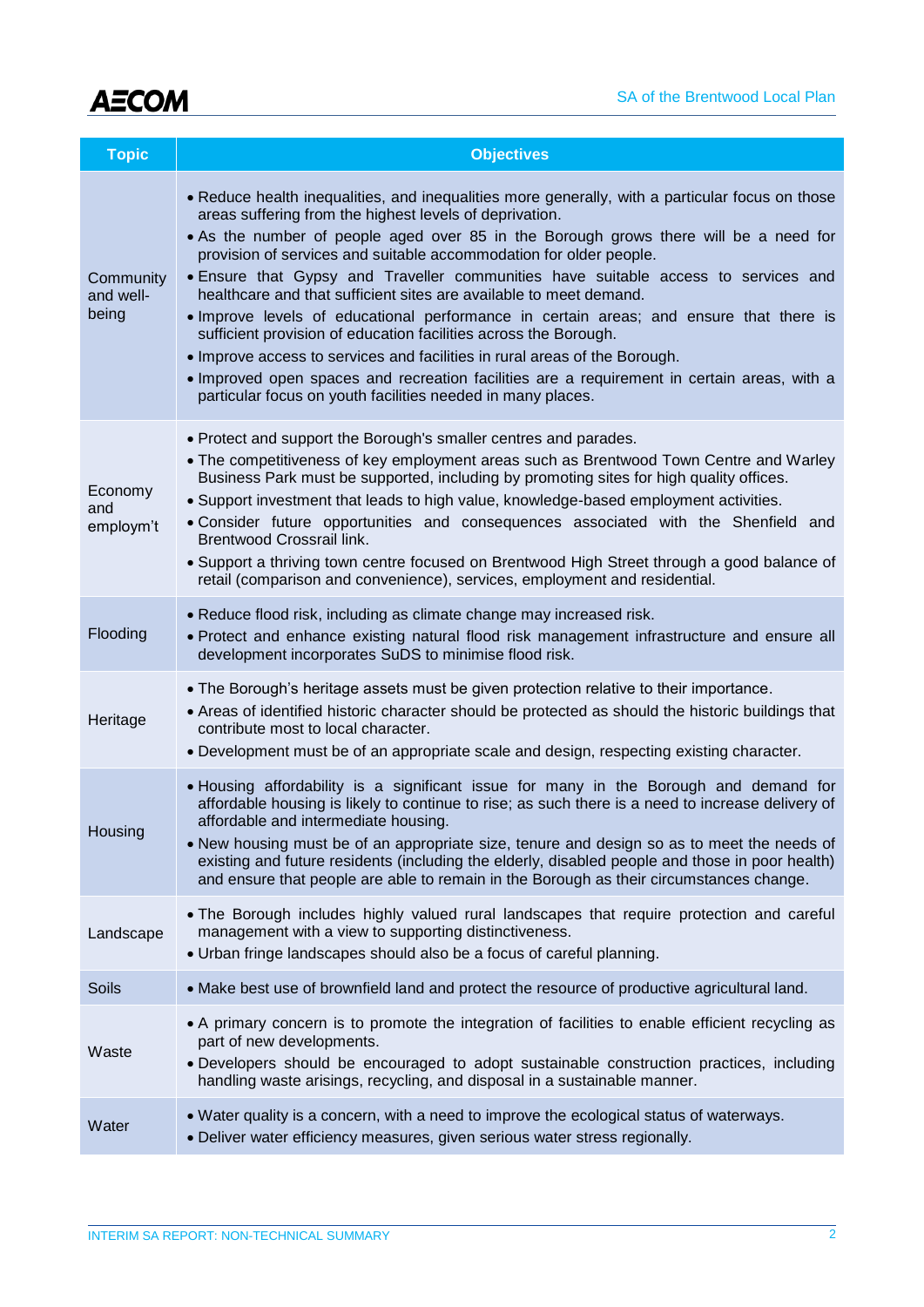| Topic | Objectives |
|---|---|
| Community and well-being | • Reduce health inequalities, and inequalities more generally, with a particular focus on those areas suffering from the highest levels of deprivation.<br>• As the number of people aged over 85 in the Borough grows there will be a need for provision of services and suitable accommodation for older people.<br>• Ensure that Gypsy and Traveller communities have suitable access to services and healthcare and that sufficient sites are available to meet demand.<br>• Improve levels of educational performance in certain areas; and ensure that there is sufficient provision of education facilities across the Borough.<br>• Improve access to services and facilities in rural areas of the Borough.<br>• Improved open spaces and recreation facilities are a requirement in certain areas, with a particular focus on youth facilities needed in many places. |
| Economy and employm't | • Protect and support the Borough's smaller centres and parades.<br>• The competitiveness of key employment areas such as Brentwood Town Centre and Warley Business Park must be supported, including by promoting sites for high quality offices.<br>• Support investment that leads to high value, knowledge-based employment activities.<br>• Consider future opportunities and consequences associated with the Shenfield and Brentwood Crossrail link.<br>• Support a thriving town centre focused on Brentwood High Street through a good balance of retail (comparison and convenience), services, employment and residential. |
| Flooding | • Reduce flood risk, including as climate change may increased risk.<br>• Protect and enhance existing natural flood risk management infrastructure and ensure all development incorporates SuDS to minimise flood risk. |
| Heritage | • The Borough's heritage assets must be given protection relative to their importance.<br>• Areas of identified historic character should be protected as should the historic buildings that contribute most to local character.<br>• Development must be of an appropriate scale and design, respecting existing character. |
| Housing | • Housing affordability is a significant issue for many in the Borough and demand for affordable housing is likely to continue to rise; as such there is a need to increase delivery of affordable and intermediate housing.<br>• New housing must be of an appropriate size, tenure and design so as to meet the needs of existing and future residents (including the elderly, disabled people and those in poor health) and ensure that people are able to remain in the Borough as their circumstances change. |
| Landscape | • The Borough includes highly valued rural landscapes that require protection and careful management with a view to supporting distinctiveness.<br>• Urban fringe landscapes should also be a focus of careful planning. |
| Soils | • Make best use of brownfield land and protect the resource of productive agricultural land. |
| Waste | • A primary concern is to promote the integration of facilities to enable efficient recycling as part of new developments.<br>• Developers should be encouraged to adopt sustainable construction practices, including handling waste arisings, recycling, and disposal in a sustainable manner. |
| Water | • Water quality is a concern, with a need to improve the ecological status of waterways.<br>• Deliver water efficiency measures, given serious water stress regionally. |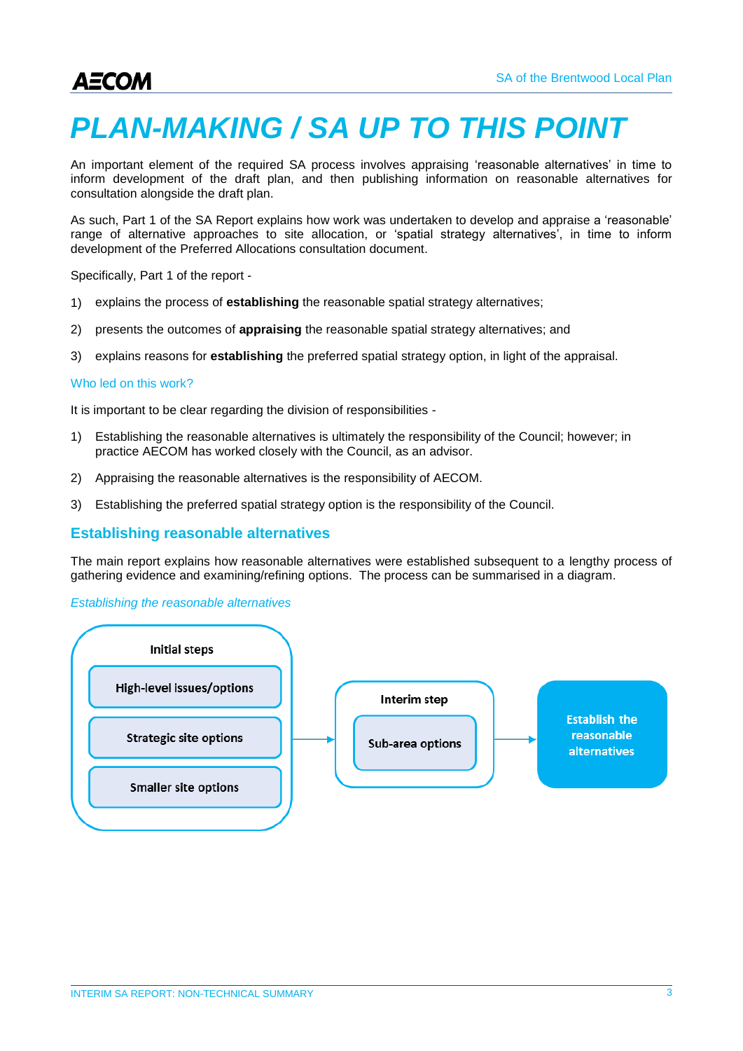# PLAN-MAKING / SA UP TO THIS POINT

An important element of the required SA process involves appraising 'reasonable alternatives' in time to inform development of the draft plan, and then publishing information on reasonable alternatives for consultation alongside the draft plan.

As such, Part 1 of the SA Report explains how work was undertaken to develop and appraise a 'reasonable' range of alternative approaches to site allocation, or 'spatial strategy alternatives', in time to inform development of the Preferred Allocations consultation document.

Specifically, Part 1 of the report -

1) explains the process of **establishing** the reasonable spatial strategy alternatives;
2) presents the outcomes of **appraising** the reasonable spatial strategy alternatives; and
3) explains reasons for **establishing** the preferred spatial strategy option, in light of the appraisal.

### Who led on this work?

It is important to be clear regarding the division of responsibilities -

1) Establishing the reasonable alternatives is ultimately the responsibility of the Council; however; in practice AECOM has worked closely with the Council, as an advisor.
2) Appraising the reasonable alternatives is the responsibility of AECOM.
3) Establishing the preferred spatial strategy option is the responsibility of the Council.

## Establishing reasonable alternatives

The main report explains how reasonable alternatives were established subsequent to a lengthy process of gathering evidence and examining/refining options. The process can be summarised in a diagram.

*Establishing the reasonable alternatives*

**Initial steps**
- High-level issues/options
- Strategic site options
- Smaller site options

→ **Interim step**
- Sub-area options

→ **Establish the reasonable alternatives**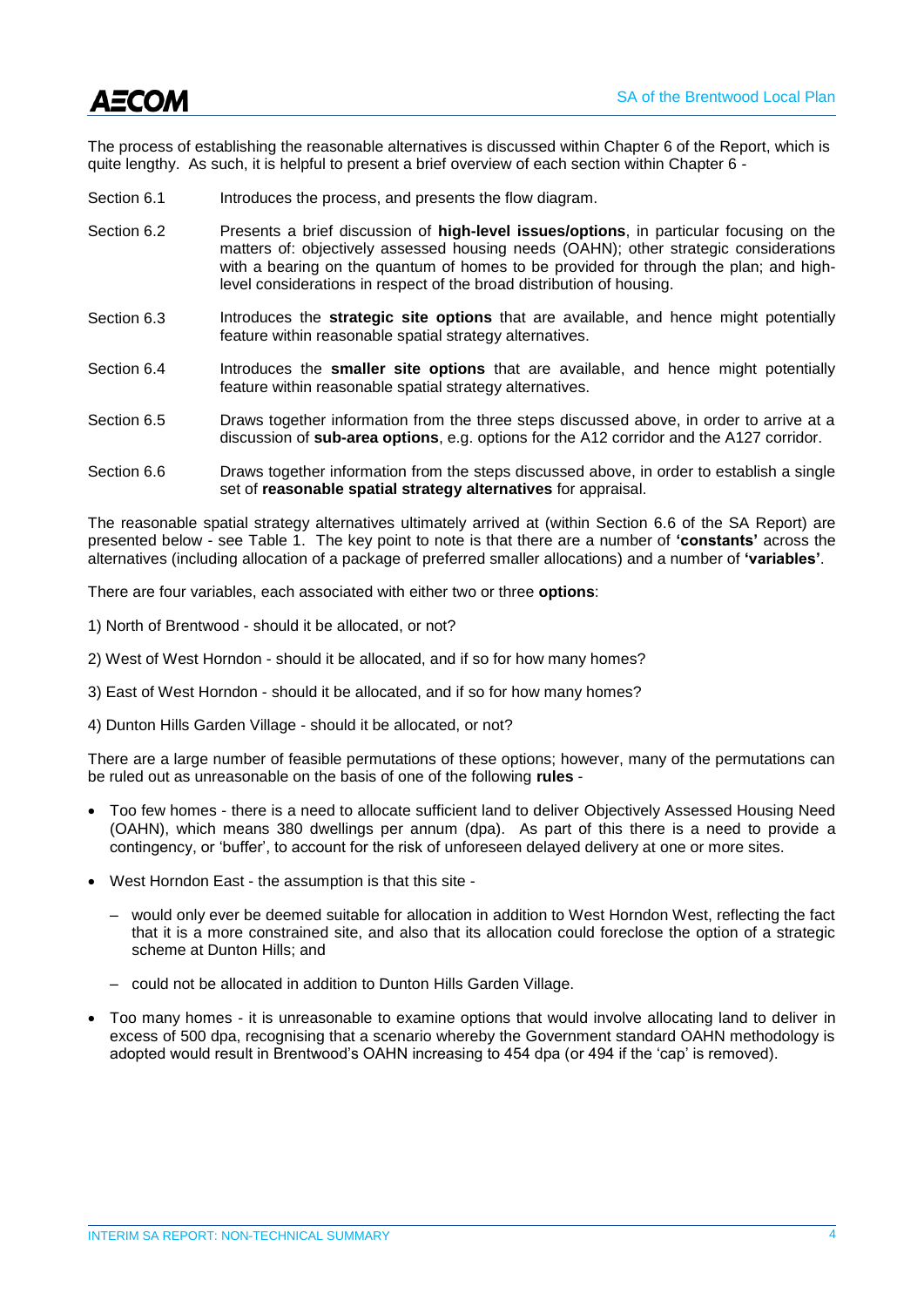The process of establishing the reasonable alternatives is discussed within Chapter 6 of the Report, which is quite lengthy. As such, it is helpful to present a brief overview of each section within Chapter 6 -

| | |
|---|---|
| Section 6.1 | Introduces the process, and presents the flow diagram. |
| Section 6.2 | Presents a brief discussion of **high-level issues/options**, in particular focusing on the matters of: objectively assessed housing needs (OAHN); other strategic considerations with a bearing on the quantum of homes to be provided for through the plan; and high-level considerations in respect of the broad distribution of housing. |
| Section 6.3 | Introduces the **strategic site options** that are available, and hence might potentially feature within reasonable spatial strategy alternatives. |
| Section 6.4 | Introduces the **smaller site options** that are available, and hence might potentially feature within reasonable spatial strategy alternatives. |
| Section 6.5 | Draws together information from the three steps discussed above, in order to arrive at a discussion of **sub-area options**, e.g. options for the A12 corridor and the A127 corridor. |
| Section 6.6 | Draws together information from the steps discussed above, in order to establish a single set of **reasonable spatial strategy alternatives** for appraisal. |

The reasonable spatial strategy alternatives ultimately arrived at (within Section 6.6 of the SA Report) are presented below - see Table 1. The key point to note is that there are a number of **'constants'** across the alternatives (including allocation of a package of preferred smaller allocations) and a number of **'variables'**.

There are four variables, each associated with either two or three **options**:

1) North of Brentwood - should it be allocated, or not?

2) West of West Horndon - should it be allocated, and if so for how many homes?

3) East of West Horndon - should it be allocated, and if so for how many homes?

4) Dunton Hills Garden Village - should it be allocated, or not?

There are a large number of feasible permutations of these options; however, many of the permutations can be ruled out as unreasonable on the basis of one of the following **rules** -

- Too few homes - there is a need to allocate sufficient land to deliver Objectively Assessed Housing Need (OAHN), which means 380 dwellings per annum (dpa). As part of this there is a need to provide a contingency, or 'buffer', to account for the risk of unforeseen delayed delivery at one or more sites.
- West Horndon East - the assumption is that this site -
  - would only ever be deemed suitable for allocation in addition to West Horndon West, reflecting the fact that it is a more constrained site, and also that its allocation could foreclose the option of a strategic scheme at Dunton Hills; and
  - could not be allocated in addition to Dunton Hills Garden Village.
- Too many homes - it is unreasonable to examine options that would involve allocating land to deliver in excess of 500 dpa, recognising that a scenario whereby the Government standard OAHN methodology is adopted would result in Brentwood's OAHN increasing to 454 dpa (or 494 if the 'cap' is removed).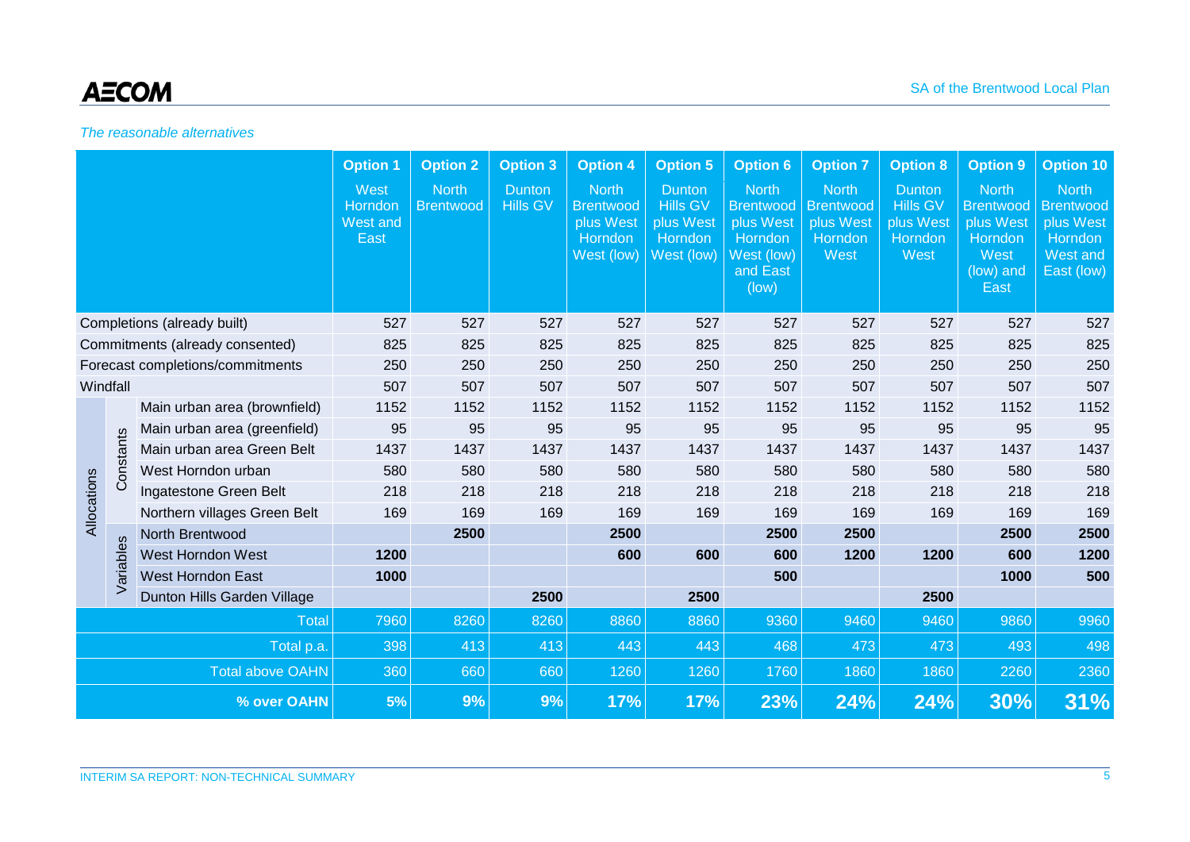*The reasonable alternatives*

| | | | Option 1<br>West Horndon West and East | Option 2<br>North Brentwood | Option 3<br>Dunton Hills GV | Option 4<br>North Brentwood plus West Horndon West (low) | Option 5<br>Dunton Hills GV plus West Horndon West (low) | Option 6<br>North Brentwood plus West Horndon West (low) and East (low) | Option 7<br>North Brentwood plus West Horndon West | Option 8<br>Dunton Hills GV plus West Horndon West | Option 9<br>North Brentwood plus West Horndon West (low) and East | Option 10<br>North Brentwood plus West Horndon West and East (low) |
|---|---|---|---|---|---|---|---|---|---|---|---|---|
| Completions (already built) | | | 527 | 527 | 527 | 527 | 527 | 527 | 527 | 527 | 527 | 527 |
| Commitments (already consented) | | | 825 | 825 | 825 | 825 | 825 | 825 | 825 | 825 | 825 | 825 |
| Forecast completions/commitments | | | 250 | 250 | 250 | 250 | 250 | 250 | 250 | 250 | 250 | 250 |
| Windfall | | | 507 | 507 | 507 | 507 | 507 | 507 | 507 | 507 | 507 | 507 |
| Allocations | Constants | Main urban area (brownfield) | 1152 | 1152 | 1152 | 1152 | 1152 | 1152 | 1152 | 1152 | 1152 | 1152 |
| | | Main urban area (greenfield) | 95 | 95 | 95 | 95 | 95 | 95 | 95 | 95 | 95 | 95 |
| | | Main urban area Green Belt | 1437 | 1437 | 1437 | 1437 | 1437 | 1437 | 1437 | 1437 | 1437 | 1437 |
| | | West Horndon urban | 580 | 580 | 580 | 580 | 580 | 580 | 580 | 580 | 580 | 580 |
| | | Ingatestone Green Belt | 218 | 218 | 218 | 218 | 218 | 218 | 218 | 218 | 218 | 218 |
| | | Northern villages Green Belt | 169 | 169 | 169 | 169 | 169 | 169 | 169 | 169 | 169 | 169 |
| | Variables | North Brentwood | | **2500** | | **2500** | | **2500** | **2500** | | **2500** | **2500** |
| | | West Horndon West | **1200** | | | **600** | **600** | **600** | **1200** | **1200** | **600** | **1200** |
| | | West Horndon East | **1000** | | | | | **500** | | | **1000** | **500** |
| | | Dunton Hills Garden Village | | | **2500** | | **2500** | | | **2500** | | |
| Total | | | 7960 | 8260 | 8260 | 8860 | 8860 | 9360 | 9460 | 9460 | 9860 | 9960 |
| Total p.a. | | | 398 | 413 | 413 | 443 | 443 | 468 | 473 | 473 | 493 | 498 |
| Total above OAHN | | | 360 | 660 | 660 | 1260 | 1260 | 1760 | 1860 | 1860 | 2260 | 2360 |
| **% over OAHN** | | | **5%** | **9%** | **9%** | **17%** | **17%** | **23%** | **24%** | **24%** | **30%** | **31%** |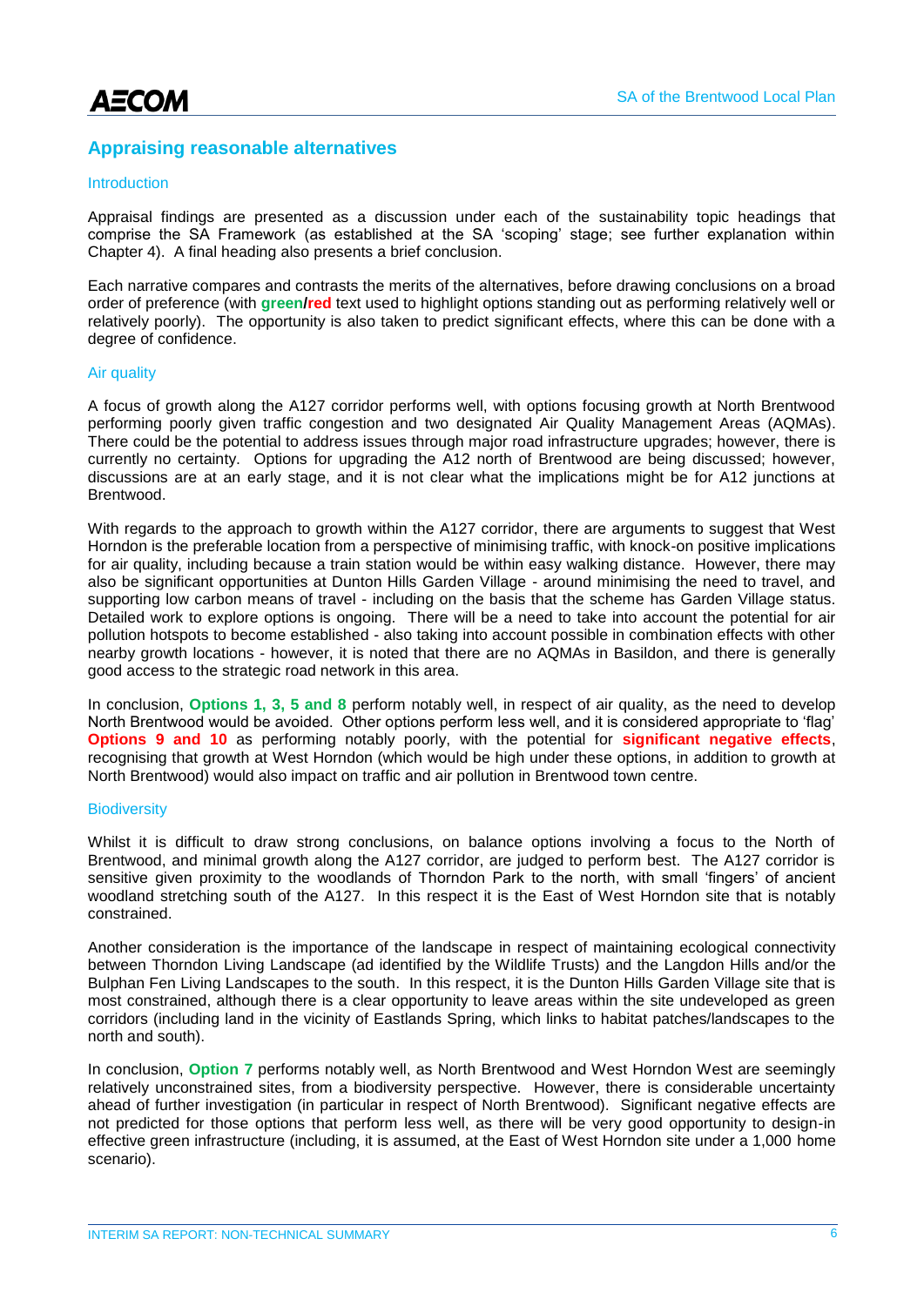## Appraising reasonable alternatives

### Introduction

Appraisal findings are presented as a discussion under each of the sustainability topic headings that comprise the SA Framework (as established at the SA 'scoping' stage; see further explanation within Chapter 4). A final heading also presents a brief conclusion.

Each narrative compares and contrasts the merits of the alternatives, before drawing conclusions on a broad order of preference (with **green/red** text used to highlight options standing out as performing relatively well or relatively poorly). The opportunity is also taken to predict significant effects, where this can be done with a degree of confidence.

### Air quality

A focus of growth along the A127 corridor performs well, with options focusing growth at North Brentwood performing poorly given traffic congestion and two designated Air Quality Management Areas (AQMAs). There could be the potential to address issues through major road infrastructure upgrades; however, there is currently no certainty. Options for upgrading the A12 north of Brentwood are being discussed; however, discussions are at an early stage, and it is not clear what the implications might be for A12 junctions at Brentwood.

With regards to the approach to growth within the A127 corridor, there are arguments to suggest that West Horndon is the preferable location from a perspective of minimising traffic, with knock-on positive implications for air quality, including because a train station would be within easy walking distance. However, there may also be significant opportunities at Dunton Hills Garden Village - around minimising the need to travel, and supporting low carbon means of travel - including on the basis that the scheme has Garden Village status. Detailed work to explore options is ongoing. There will be a need to take into account the potential for air pollution hotspots to become established - also taking into account possible in combination effects with other nearby growth locations - however, it is noted that there are no AQMAs in Basildon, and there is generally good access to the strategic road network in this area.

In conclusion, **Options 1, 3, 5 and 8** perform notably well, in respect of air quality, as the need to develop North Brentwood would be avoided. Other options perform less well, and it is considered appropriate to 'flag' **Options 9 and 10** as performing notably poorly, with the potential for **significant negative effects**, recognising that growth at West Horndon (which would be high under these options, in addition to growth at North Brentwood) would also impact on traffic and air pollution in Brentwood town centre.

### Biodiversity

Whilst it is difficult to draw strong conclusions, on balance options involving a focus to the North of Brentwood, and minimal growth along the A127 corridor, are judged to perform best. The A127 corridor is sensitive given proximity to the woodlands of Thorndon Park to the north, with small 'fingers' of ancient woodland stretching south of the A127. In this respect it is the East of West Horndon site that is notably constrained.

Another consideration is the importance of the landscape in respect of maintaining ecological connectivity between Thorndon Living Landscape (ad identified by the Wildlife Trusts) and the Langdon Hills and/or the Bulphan Fen Living Landscapes to the south. In this respect, it is the Dunton Hills Garden Village site that is most constrained, although there is a clear opportunity to leave areas within the site undeveloped as green corridors (including land in the vicinity of Eastlands Spring, which links to habitat patches/landscapes to the north and south).

In conclusion, **Option 7** performs notably well, as North Brentwood and West Horndon West are seemingly relatively unconstrained sites, from a biodiversity perspective. However, there is considerable uncertainty ahead of further investigation (in particular in respect of North Brentwood). Significant negative effects are not predicted for those options that perform less well, as there will be very good opportunity to design-in effective green infrastructure (including, it is assumed, at the East of West Horndon site under a 1,000 home scenario).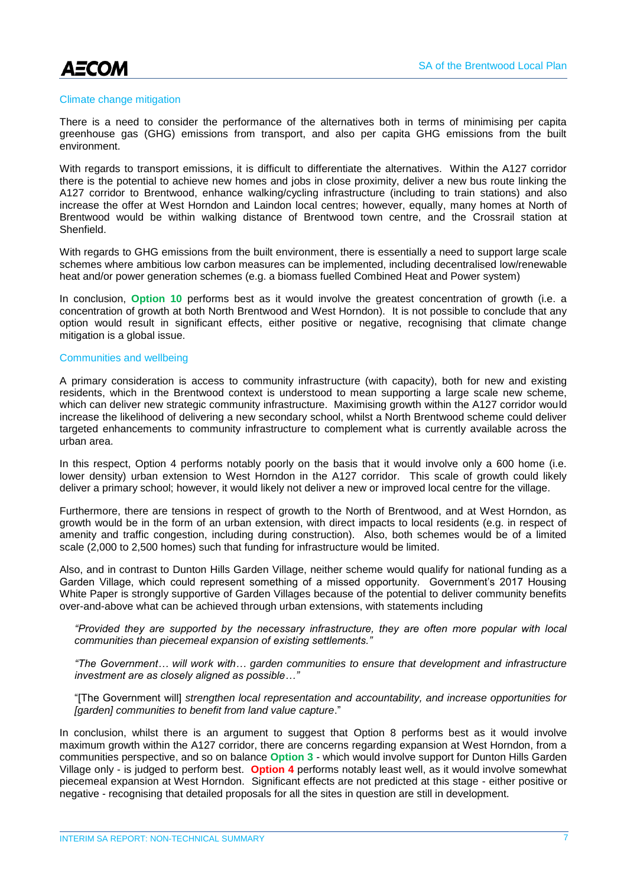### Climate change mitigation

There is a need to consider the performance of the alternatives both in terms of minimising per capita greenhouse gas (GHG) emissions from transport, and also per capita GHG emissions from the built environment.

With regards to transport emissions, it is difficult to differentiate the alternatives. Within the A127 corridor there is the potential to achieve new homes and jobs in close proximity, deliver a new bus route linking the A127 corridor to Brentwood, enhance walking/cycling infrastructure (including to train stations) and also increase the offer at West Horndon and Laindon local centres; however, equally, many homes at North of Brentwood would be within walking distance of Brentwood town centre, and the Crossrail station at Shenfield.

With regards to GHG emissions from the built environment, there is essentially a need to support large scale schemes where ambitious low carbon measures can be implemented, including decentralised low/renewable heat and/or power generation schemes (e.g. a biomass fuelled Combined Heat and Power system)

In conclusion, **Option 10** performs best as it would involve the greatest concentration of growth (i.e. a concentration of growth at both North Brentwood and West Horndon). It is not possible to conclude that any option would result in significant effects, either positive or negative, recognising that climate change mitigation is a global issue.

### Communities and wellbeing

A primary consideration is access to community infrastructure (with capacity), both for new and existing residents, which in the Brentwood context is understood to mean supporting a large scale new scheme, which can deliver new strategic community infrastructure. Maximising growth within the A127 corridor would increase the likelihood of delivering a new secondary school, whilst a North Brentwood scheme could deliver targeted enhancements to community infrastructure to complement what is currently available across the urban area.

In this respect, Option 4 performs notably poorly on the basis that it would involve only a 600 home (i.e. lower density) urban extension to West Horndon in the A127 corridor. This scale of growth could likely deliver a primary school; however, it would likely not deliver a new or improved local centre for the village.

Furthermore, there are tensions in respect of growth to the North of Brentwood, and at West Horndon, as growth would be in the form of an urban extension, with direct impacts to local residents (e.g. in respect of amenity and traffic congestion, including during construction). Also, both schemes would be of a limited scale (2,000 to 2,500 homes) such that funding for infrastructure would be limited.

Also, and in contrast to Dunton Hills Garden Village, neither scheme would qualify for national funding as a Garden Village, which could represent something of a missed opportunity. Government's 2017 Housing White Paper is strongly supportive of Garden Villages because of the potential to deliver community benefits over-and-above what can be achieved through urban extensions, with statements including

> *"Provided they are supported by the necessary infrastructure, they are often more popular with local communities than piecemeal expansion of existing settlements."*
>
> *"The Government… will work with… garden communities to ensure that development and infrastructure investment are as closely aligned as possible…"*
>
> "[The Government will] *strengthen local representation and accountability, and increase opportunities for [garden] communities to benefit from land value capture*."

In conclusion, whilst there is an argument to suggest that Option 8 performs best as it would involve maximum growth within the A127 corridor, there are concerns regarding expansion at West Horndon, from a communities perspective, and so on balance **Option 3** - which would involve support for Dunton Hills Garden Village only - is judged to perform best. **Option 4** performs notably least well, as it would involve somewhat piecemeal expansion at West Horndon. Significant effects are not predicted at this stage - either positive or negative - recognising that detailed proposals for all the sites in question are still in development.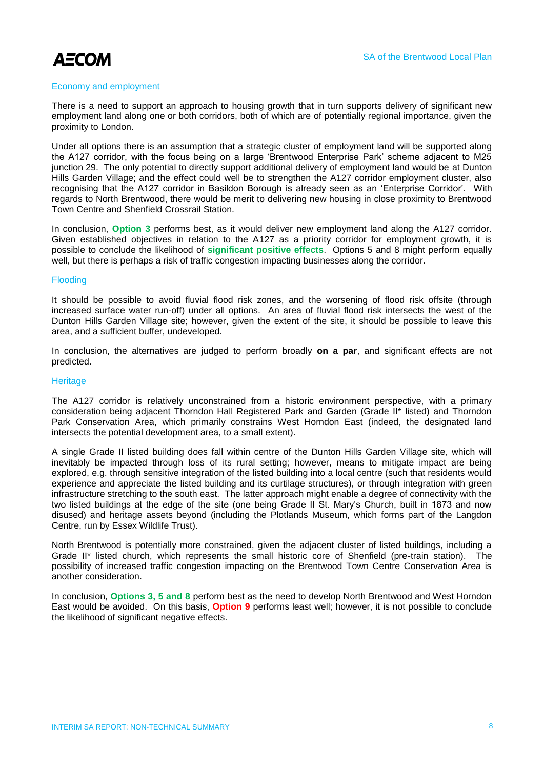### Economy and employment

There is a need to support an approach to housing growth that in turn supports delivery of significant new employment land along one or both corridors, both of which are of potentially regional importance, given the proximity to London.

Under all options there is an assumption that a strategic cluster of employment land will be supported along the A127 corridor, with the focus being on a large 'Brentwood Enterprise Park' scheme adjacent to M25 junction 29. The only potential to directly support additional delivery of employment land would be at Dunton Hills Garden Village; and the effect could well be to strengthen the A127 corridor employment cluster, also recognising that the A127 corridor in Basildon Borough is already seen as an 'Enterprise Corridor'. With regards to North Brentwood, there would be merit to delivering new housing in close proximity to Brentwood Town Centre and Shenfield Crossrail Station.

In conclusion, **Option 3** performs best, as it would deliver new employment land along the A127 corridor. Given established objectives in relation to the A127 as a priority corridor for employment growth, it is possible to conclude the likelihood of **significant positive effects**. Options 5 and 8 might perform equally well, but there is perhaps a risk of traffic congestion impacting businesses along the corridor.

### Flooding

It should be possible to avoid fluvial flood risk zones, and the worsening of flood risk offsite (through increased surface water run-off) under all options. An area of fluvial flood risk intersects the west of the Dunton Hills Garden Village site; however, given the extent of the site, it should be possible to leave this area, and a sufficient buffer, undeveloped.

In conclusion, the alternatives are judged to perform broadly **on a par**, and significant effects are not predicted.

### Heritage

The A127 corridor is relatively unconstrained from a historic environment perspective, with a primary consideration being adjacent Thorndon Hall Registered Park and Garden (Grade II* listed) and Thorndon Park Conservation Area, which primarily constrains West Horndon East (indeed, the designated land intersects the potential development area, to a small extent).

A single Grade II listed building does fall within centre of the Dunton Hills Garden Village site, which will inevitably be impacted through loss of its rural setting; however, means to mitigate impact are being explored, e.g. through sensitive integration of the listed building into a local centre (such that residents would experience and appreciate the listed building and its curtilage structures), or through integration with green infrastructure stretching to the south east. The latter approach might enable a degree of connectivity with the two listed buildings at the edge of the site (one being Grade II St. Mary's Church, built in 1873 and now disused) and heritage assets beyond (including the Plotlands Museum, which forms part of the Langdon Centre, run by Essex Wildlife Trust).

North Brentwood is potentially more constrained, given the adjacent cluster of listed buildings, including a Grade II* listed church, which represents the small historic core of Shenfield (pre-train station). The possibility of increased traffic congestion impacting on the Brentwood Town Centre Conservation Area is another consideration.

In conclusion, **Options 3, 5 and 8** perform best as the need to develop North Brentwood and West Horndon East would be avoided. On this basis, **Option 9** performs least well; however, it is not possible to conclude the likelihood of significant negative effects.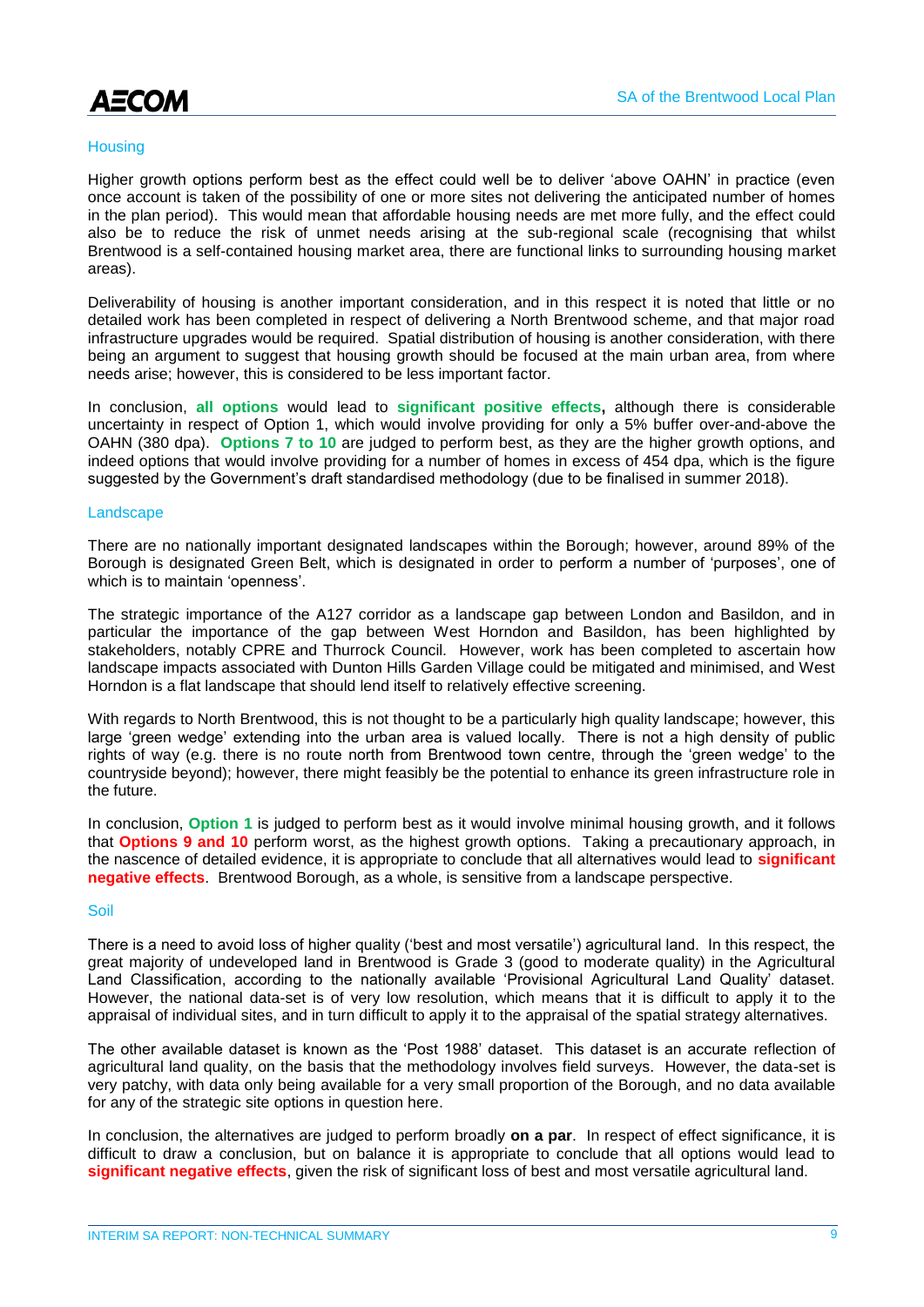### Housing

Higher growth options perform best as the effect could well be to deliver 'above OAHN' in practice (even once account is taken of the possibility of one or more sites not delivering the anticipated number of homes in the plan period). This would mean that affordable housing needs are met more fully, and the effect could also be to reduce the risk of unmet needs arising at the sub-regional scale (recognising that whilst Brentwood is a self-contained housing market area, there are functional links to surrounding housing market areas).

Deliverability of housing is another important consideration, and in this respect it is noted that little or no detailed work has been completed in respect of delivering a North Brentwood scheme, and that major road infrastructure upgrades would be required. Spatial distribution of housing is another consideration, with there being an argument to suggest that housing growth should be focused at the main urban area, from where needs arise; however, this is considered to be less important factor.

In conclusion, **all options** would lead to **significant positive effects,** although there is considerable uncertainty in respect of Option 1, which would involve providing for only a 5% buffer over-and-above the OAHN (380 dpa). **Options 7 to 10** are judged to perform best, as they are the higher growth options, and indeed options that would involve providing for a number of homes in excess of 454 dpa, which is the figure suggested by the Government's draft standardised methodology (due to be finalised in summer 2018).

### Landscape

There are no nationally important designated landscapes within the Borough; however, around 89% of the Borough is designated Green Belt, which is designated in order to perform a number of 'purposes', one of which is to maintain 'openness'.

The strategic importance of the A127 corridor as a landscape gap between London and Basildon, and in particular the importance of the gap between West Horndon and Basildon, has been highlighted by stakeholders, notably CPRE and Thurrock Council. However, work has been completed to ascertain how landscape impacts associated with Dunton Hills Garden Village could be mitigated and minimised, and West Horndon is a flat landscape that should lend itself to relatively effective screening.

With regards to North Brentwood, this is not thought to be a particularly high quality landscape; however, this large 'green wedge' extending into the urban area is valued locally. There is not a high density of public rights of way (e.g. there is no route north from Brentwood town centre, through the 'green wedge' to the countryside beyond); however, there might feasibly be the potential to enhance its green infrastructure role in the future.

In conclusion, **Option 1** is judged to perform best as it would involve minimal housing growth, and it follows that **Options 9 and 10** perform worst, as the highest growth options. Taking a precautionary approach, in the nascence of detailed evidence, it is appropriate to conclude that all alternatives would lead to **significant negative effects**. Brentwood Borough, as a whole, is sensitive from a landscape perspective.

### Soil

There is a need to avoid loss of higher quality ('best and most versatile') agricultural land. In this respect, the great majority of undeveloped land in Brentwood is Grade 3 (good to moderate quality) in the Agricultural Land Classification, according to the nationally available 'Provisional Agricultural Land Quality' dataset. However, the national data-set is of very low resolution, which means that it is difficult to apply it to the appraisal of individual sites, and in turn difficult to apply it to the appraisal of the spatial strategy alternatives.

The other available dataset is known as the 'Post 1988' dataset. This dataset is an accurate reflection of agricultural land quality, on the basis that the methodology involves field surveys. However, the data-set is very patchy, with data only being available for a very small proportion of the Borough, and no data available for any of the strategic site options in question here.

In conclusion, the alternatives are judged to perform broadly **on a par**. In respect of effect significance, it is difficult to draw a conclusion, but on balance it is appropriate to conclude that all options would lead to **significant negative effects**, given the risk of significant loss of best and most versatile agricultural land.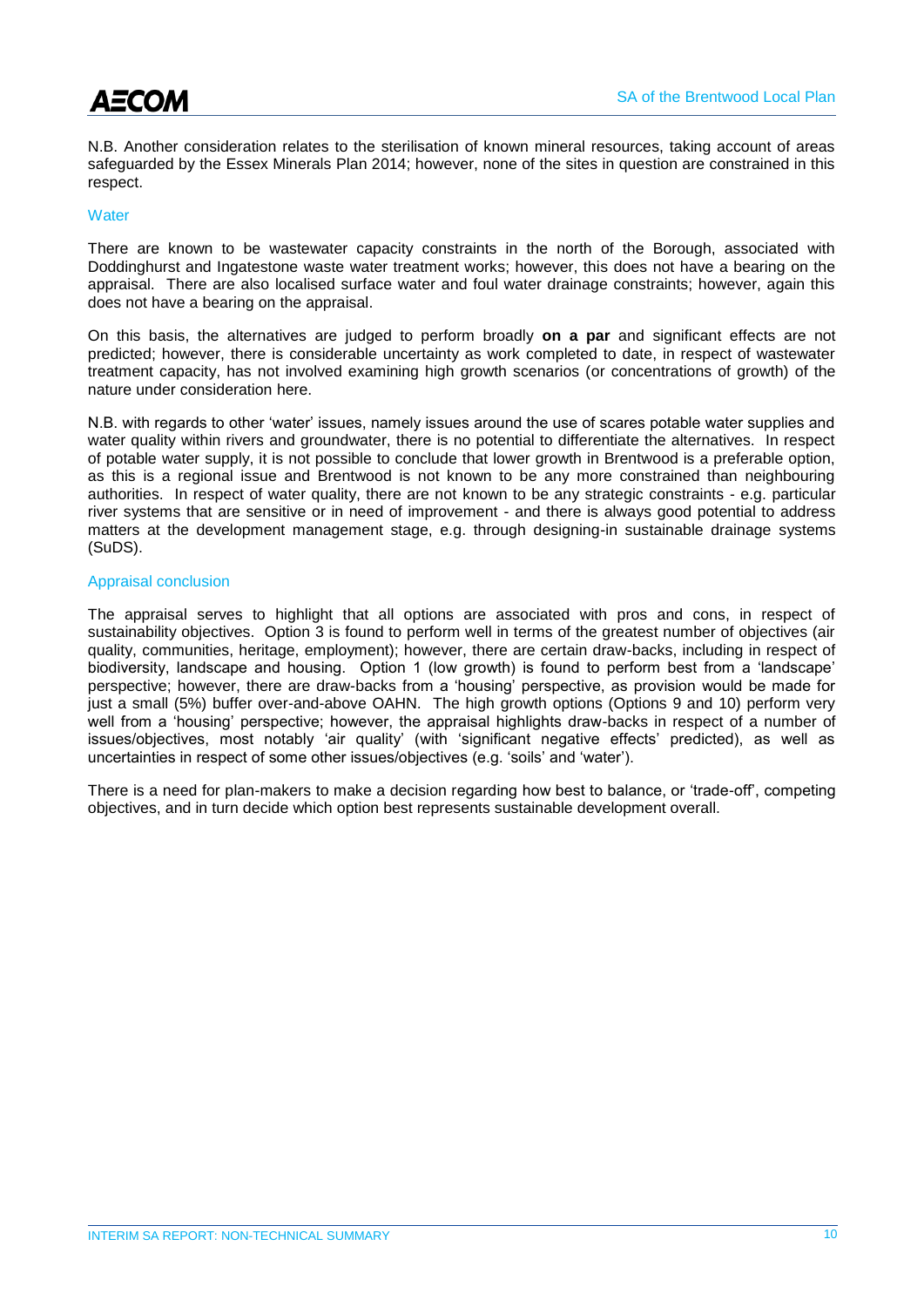N.B. Another consideration relates to the sterilisation of known mineral resources, taking account of areas safeguarded by the Essex Minerals Plan 2014; however, none of the sites in question are constrained in this respect.

### Water

There are known to be wastewater capacity constraints in the north of the Borough, associated with Doddinghurst and Ingatestone waste water treatment works; however, this does not have a bearing on the appraisal. There are also localised surface water and foul water drainage constraints; however, again this does not have a bearing on the appraisal.

On this basis, the alternatives are judged to perform broadly **on a par** and significant effects are not predicted; however, there is considerable uncertainty as work completed to date, in respect of wastewater treatment capacity, has not involved examining high growth scenarios (or concentrations of growth) of the nature under consideration here.

N.B. with regards to other 'water' issues, namely issues around the use of scares potable water supplies and water quality within rivers and groundwater, there is no potential to differentiate the alternatives. In respect of potable water supply, it is not possible to conclude that lower growth in Brentwood is a preferable option, as this is a regional issue and Brentwood is not known to be any more constrained than neighbouring authorities. In respect of water quality, there are not known to be any strategic constraints - e.g. particular river systems that are sensitive or in need of improvement - and there is always good potential to address matters at the development management stage, e.g. through designing-in sustainable drainage systems (SuDS).

### Appraisal conclusion

The appraisal serves to highlight that all options are associated with pros and cons, in respect of sustainability objectives. Option 3 is found to perform well in terms of the greatest number of objectives (air quality, communities, heritage, employment); however, there are certain draw-backs, including in respect of biodiversity, landscape and housing. Option 1 (low growth) is found to perform best from a 'landscape' perspective; however, there are draw-backs from a 'housing' perspective, as provision would be made for just a small (5%) buffer over-and-above OAHN. The high growth options (Options 9 and 10) perform very well from a 'housing' perspective; however, the appraisal highlights draw-backs in respect of a number of issues/objectives, most notably 'air quality' (with 'significant negative effects' predicted), as well as uncertainties in respect of some other issues/objectives (e.g. 'soils' and 'water').

There is a need for plan-makers to make a decision regarding how best to balance, or 'trade-off', competing objectives, and in turn decide which option best represents sustainable development overall.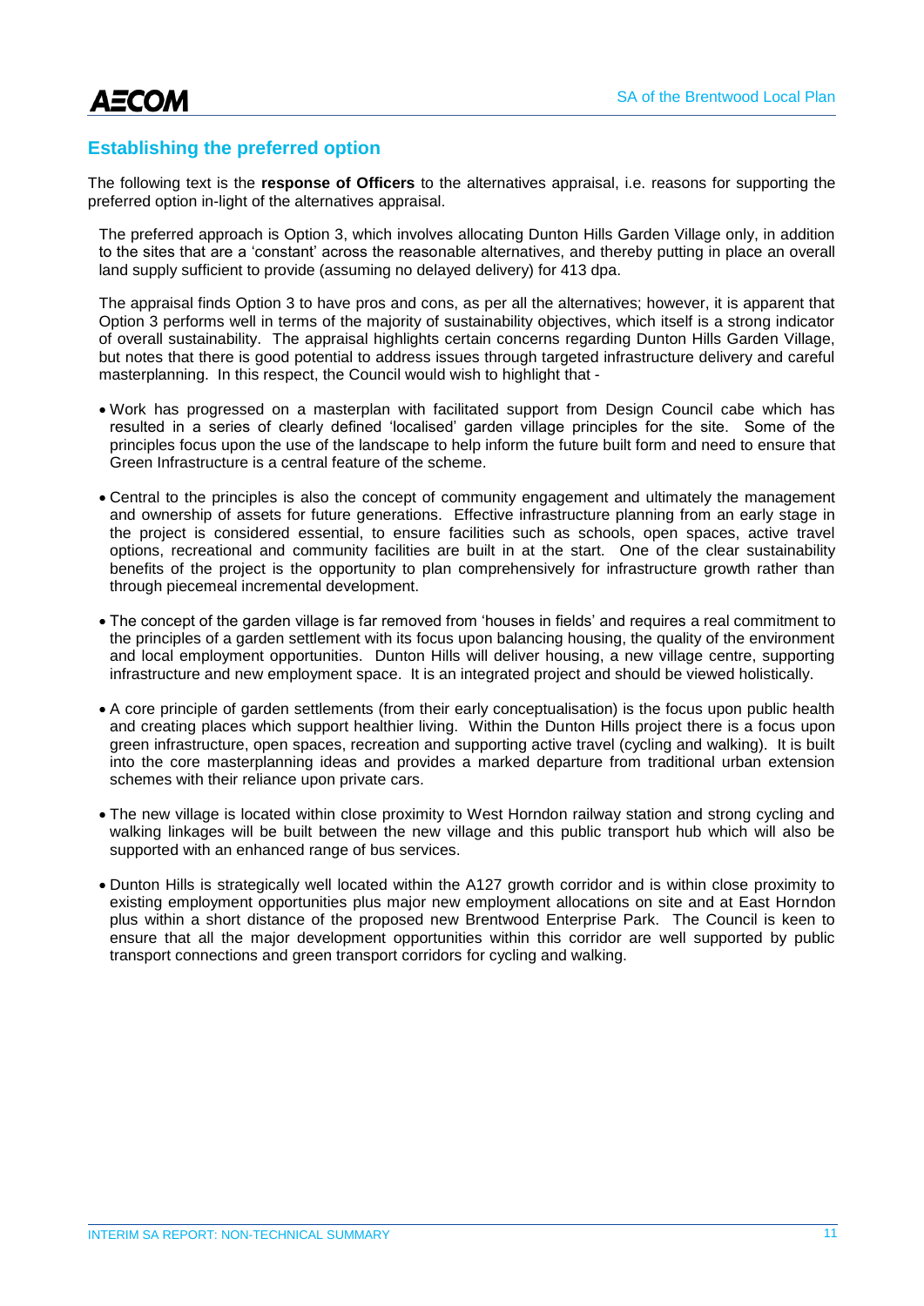## Establishing the preferred option

The following text is the **response of Officers** to the alternatives appraisal, i.e. reasons for supporting the preferred option in-light of the alternatives appraisal.

The preferred approach is Option 3, which involves allocating Dunton Hills Garden Village only, in addition to the sites that are a 'constant' across the reasonable alternatives, and thereby putting in place an overall land supply sufficient to provide (assuming no delayed delivery) for 413 dpa.

The appraisal finds Option 3 to have pros and cons, as per all the alternatives; however, it is apparent that Option 3 performs well in terms of the majority of sustainability objectives, which itself is a strong indicator of overall sustainability. The appraisal highlights certain concerns regarding Dunton Hills Garden Village, but notes that there is good potential to address issues through targeted infrastructure delivery and careful masterplanning. In this respect, the Council would wish to highlight that -

- Work has progressed on a masterplan with facilitated support from Design Council cabe which has resulted in a series of clearly defined 'localised' garden village principles for the site. Some of the principles focus upon the use of the landscape to help inform the future built form and need to ensure that Green Infrastructure is a central feature of the scheme.
- Central to the principles is also the concept of community engagement and ultimately the management and ownership of assets for future generations. Effective infrastructure planning from an early stage in the project is considered essential, to ensure facilities such as schools, open spaces, active travel options, recreational and community facilities are built in at the start. One of the clear sustainability benefits of the project is the opportunity to plan comprehensively for infrastructure growth rather than through piecemeal incremental development.
- The concept of the garden village is far removed from 'houses in fields' and requires a real commitment to the principles of a garden settlement with its focus upon balancing housing, the quality of the environment and local employment opportunities. Dunton Hills will deliver housing, a new village centre, supporting infrastructure and new employment space. It is an integrated project and should be viewed holistically.
- A core principle of garden settlements (from their early conceptualisation) is the focus upon public health and creating places which support healthier living. Within the Dunton Hills project there is a focus upon green infrastructure, open spaces, recreation and supporting active travel (cycling and walking). It is built into the core masterplanning ideas and provides a marked departure from traditional urban extension schemes with their reliance upon private cars.
- The new village is located within close proximity to West Horndon railway station and strong cycling and walking linkages will be built between the new village and this public transport hub which will also be supported with an enhanced range of bus services.
- Dunton Hills is strategically well located within the A127 growth corridor and is within close proximity to existing employment opportunities plus major new employment allocations on site and at East Horndon plus within a short distance of the proposed new Brentwood Enterprise Park. The Council is keen to ensure that all the major development opportunities within this corridor are well supported by public transport connections and green transport corridors for cycling and walking.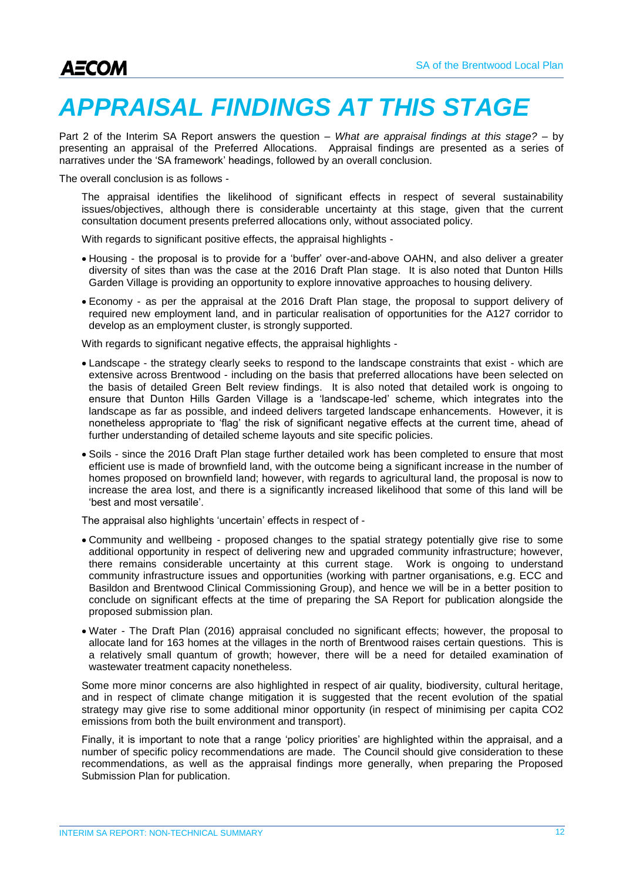# APPRAISAL FINDINGS AT THIS STAGE

Part 2 of the Interim SA Report answers the question – *What are appraisal findings at this stage?* – by presenting an appraisal of the Preferred Allocations. Appraisal findings are presented as a series of narratives under the 'SA framework' headings, followed by an overall conclusion.

The overall conclusion is as follows -

> The appraisal identifies the likelihood of significant effects in respect of several sustainability issues/objectives, although there is considerable uncertainty at this stage, given that the current consultation document presents preferred allocations only, without associated policy.
>
> With regards to significant positive effects, the appraisal highlights -
>
> - Housing - the proposal is to provide for a 'buffer' over-and-above OAHN, and also deliver a greater diversity of sites than was the case at the 2016 Draft Plan stage. It is also noted that Dunton Hills Garden Village is providing an opportunity to explore innovative approaches to housing delivery.
> - Economy - as per the appraisal at the 2016 Draft Plan stage, the proposal to support delivery of required new employment land, and in particular realisation of opportunities for the A127 corridor to develop as an employment cluster, is strongly supported.
>
> With regards to significant negative effects, the appraisal highlights -
>
> - Landscape - the strategy clearly seeks to respond to the landscape constraints that exist - which are extensive across Brentwood - including on the basis that preferred allocations have been selected on the basis of detailed Green Belt review findings. It is also noted that detailed work is ongoing to ensure that Dunton Hills Garden Village is a 'landscape-led' scheme, which integrates into the landscape as far as possible, and indeed delivers targeted landscape enhancements. However, it is nonetheless appropriate to 'flag' the risk of significant negative effects at the current time, ahead of further understanding of detailed scheme layouts and site specific policies.
> - Soils - since the 2016 Draft Plan stage further detailed work has been completed to ensure that most efficient use is made of brownfield land, with the outcome being a significant increase in the number of homes proposed on brownfield land; however, with regards to agricultural land, the proposal is now to increase the area lost, and there is a significantly increased likelihood that some of this land will be 'best and most versatile'.
>
> The appraisal also highlights 'uncertain' effects in respect of -
>
> - Community and wellbeing - proposed changes to the spatial strategy potentially give rise to some additional opportunity in respect of delivering new and upgraded community infrastructure; however, there remains considerable uncertainty at this current stage. Work is ongoing to understand community infrastructure issues and opportunities (working with partner organisations, e.g. ECC and Basildon and Brentwood Clinical Commissioning Group), and hence we will be in a better position to conclude on significant effects at the time of preparing the SA Report for publication alongside the proposed submission plan.
> - Water - The Draft Plan (2016) appraisal concluded no significant effects; however, the proposal to allocate land for 163 homes at the villages in the north of Brentwood raises certain questions. This is a relatively small quantum of growth; however, there will be a need for detailed examination of wastewater treatment capacity nonetheless.
>
> Some more minor concerns are also highlighted in respect of air quality, biodiversity, cultural heritage, and in respect of climate change mitigation it is suggested that the recent evolution of the spatial strategy may give rise to some additional minor opportunity (in respect of minimising per capita $CO_2$ emissions from both the built environment and transport).
>
> Finally, it is important to note that a range 'policy priorities' are highlighted within the appraisal, and a number of specific policy recommendations are made. The Council should give consideration to these recommendations, as well as the appraisal findings more generally, when preparing the Proposed Submission Plan for publication.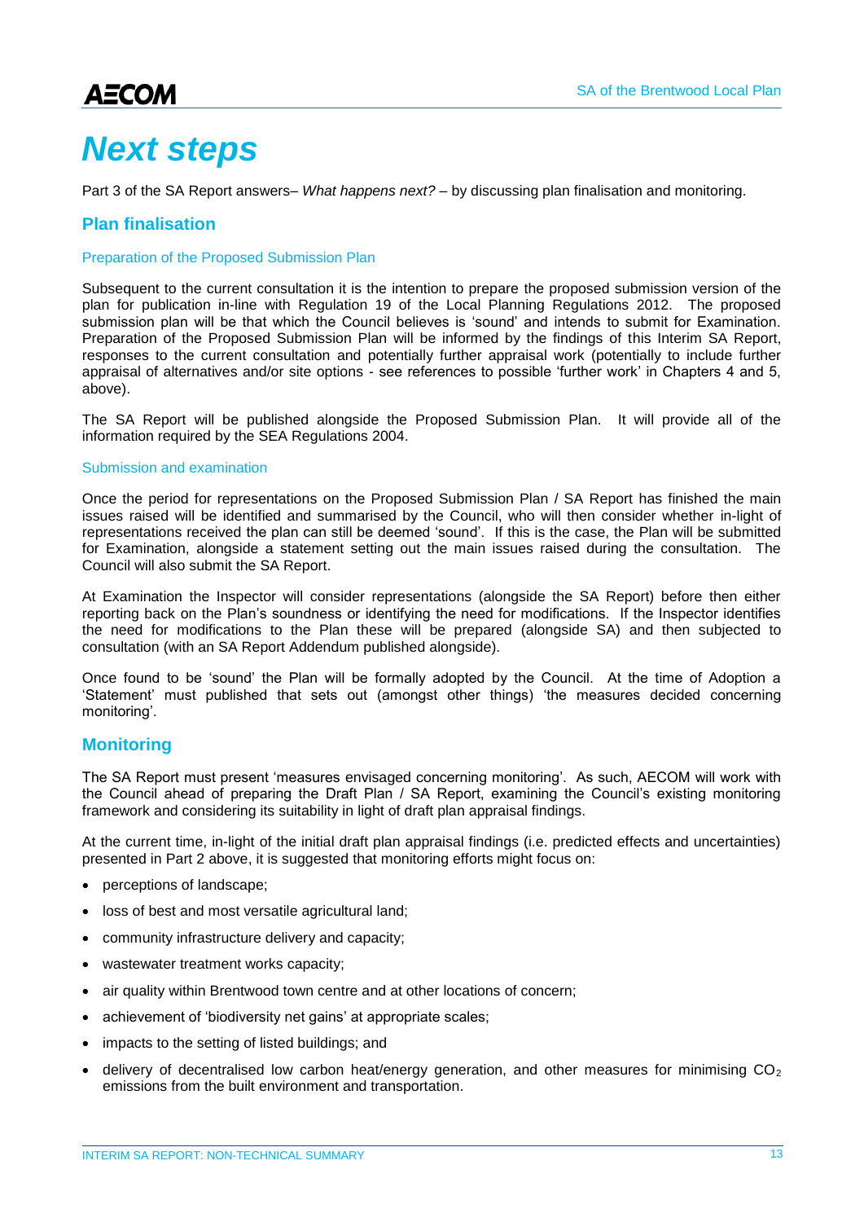# Next steps

Part 3 of the SA Report answers– *What happens next?* – by discussing plan finalisation and monitoring.

## Plan finalisation

### Preparation of the Proposed Submission Plan

Subsequent to the current consultation it is the intention to prepare the proposed submission version of the plan for publication in-line with Regulation 19 of the Local Planning Regulations 2012. The proposed submission plan will be that which the Council believes is 'sound' and intends to submit for Examination. Preparation of the Proposed Submission Plan will be informed by the findings of this Interim SA Report, responses to the current consultation and potentially further appraisal work (potentially to include further appraisal of alternatives and/or site options - see references to possible 'further work' in Chapters 4 and 5, above).

The SA Report will be published alongside the Proposed Submission Plan. It will provide all of the information required by the SEA Regulations 2004.

### Submission and examination

Once the period for representations on the Proposed Submission Plan / SA Report has finished the main issues raised will be identified and summarised by the Council, who will then consider whether in-light of representations received the plan can still be deemed 'sound'. If this is the case, the Plan will be submitted for Examination, alongside a statement setting out the main issues raised during the consultation. The Council will also submit the SA Report.

At Examination the Inspector will consider representations (alongside the SA Report) before then either reporting back on the Plan's soundness or identifying the need for modifications. If the Inspector identifies the need for modifications to the Plan these will be prepared (alongside SA) and then subjected to consultation (with an SA Report Addendum published alongside).

Once found to be 'sound' the Plan will be formally adopted by the Council. At the time of Adoption a 'Statement' must published that sets out (amongst other things) 'the measures decided concerning monitoring'.

## Monitoring

The SA Report must present 'measures envisaged concerning monitoring'. As such, AECOM will work with the Council ahead of preparing the Draft Plan / SA Report, examining the Council's existing monitoring framework and considering its suitability in light of draft plan appraisal findings.

At the current time, in-light of the initial draft plan appraisal findings (i.e. predicted effects and uncertainties) presented in Part 2 above, it is suggested that monitoring efforts might focus on:

- perceptions of landscape;
- loss of best and most versatile agricultural land;
- community infrastructure delivery and capacity;
- wastewater treatment works capacity;
- air quality within Brentwood town centre and at other locations of concern;
- achievement of 'biodiversity net gains' at appropriate scales;
- impacts to the setting of listed buildings; and
- delivery of decentralised low carbon heat/energy generation, and other measures for minimising $CO_2$ emissions from the built environment and transportation.